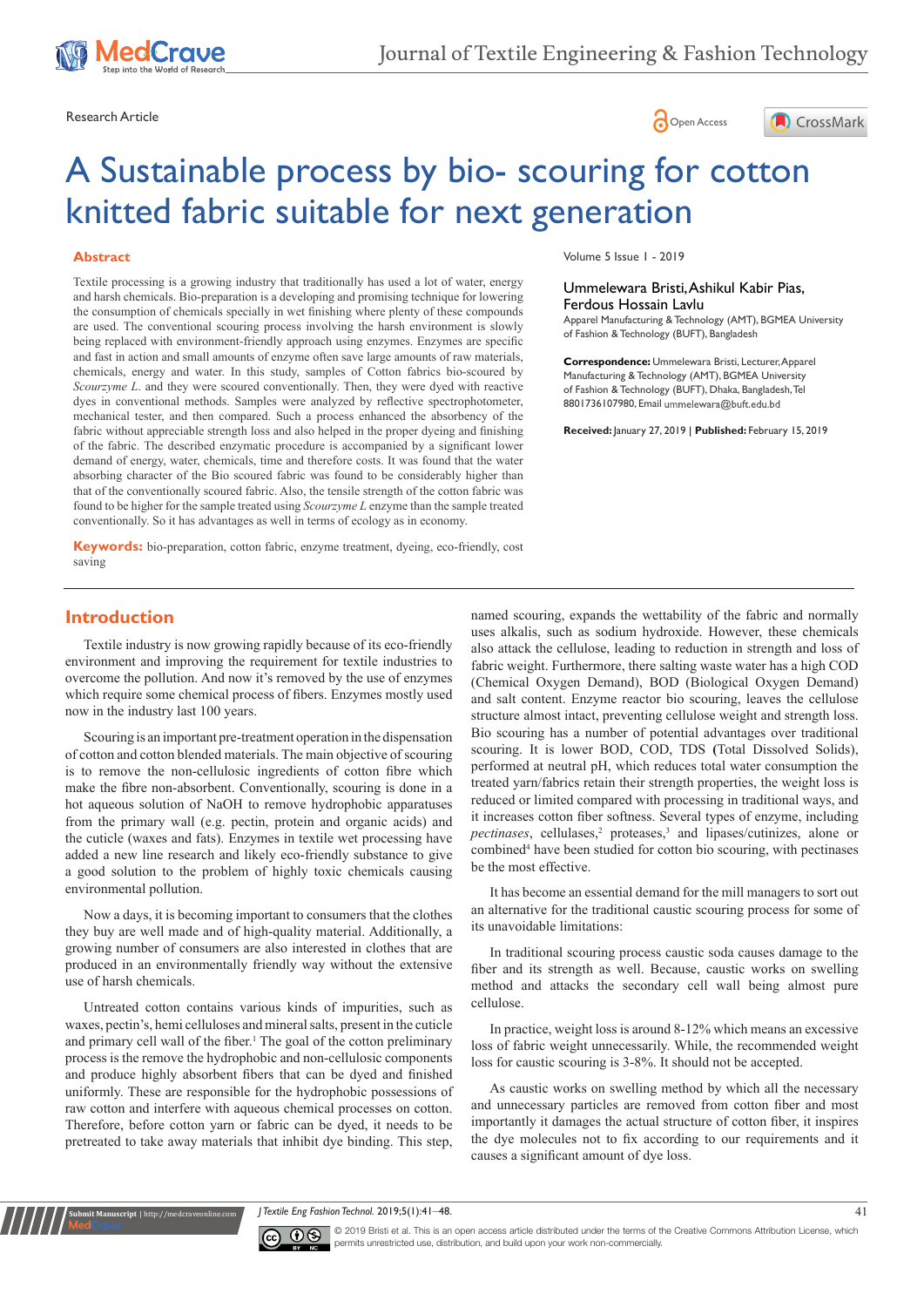Research Article

# A Sustainable process by bio- scouring for cotton knitted fabric suitable for next generation

Ummelewara Bristi, Ashikul Kabir Pias, Ferdous Hossain Lavlu

Apparel Manufacturing & Technology (AMT), BGMEA University of Fashion & Technology (BUFT), Bangladesh

**Correspondence:** Ummelewara Bristi, Lecturer, Apparel Manufacturing & Technology (AMT), BGMEA University of Fashion & Technology (BUFT), Dhaka, Bangladesh, Tel 8801736107980, Email ummelewara@buft.edu.bd

**Received:** January 27, 2019 | **Published:** February 15, 2019

## Abstract

Textile processing is a growing industry that traditionally has used a lot of water, energy and harsh chemicals. Bio-preparation is a developing and promising technique for lowering the consumption of chemicals specially in wet finishing where plenty of these compounds are used. The conventional scouring process involving the harsh environment is slowly being replaced with environment-friendly approach using enzymes. Enzymes are specific and fast in action and small amounts of enzyme often save large amounts of raw materials, chemicals, energy and water. In this study, samples of Cotton fabrics bio-scoured by *Scourzyme L.* and they were scoured conventionally. Then, they were dyed with reactive dyes in conventional methods. Samples were analyzed by reflective spectrophotometer, mechanical tester, and then compared. Such a process enhanced the absorbency of the fabric without appreciable strength loss and also helped in the proper dyeing and finishing of the fabric. The described enzymatic procedure is accompanied by a significant lower demand of energy, water, chemicals, time and therefore costs. It was found that the water absorbing character of the Bio scoured fabric was found to be considerably higher than that of the conventionally scoured fabric. Also, the tensile strength of the cotton fabric was found to be higher for the sample treated using *Scourzyme L* enzyme than the sample treated conventionally. So it has advantages as well in terms of ecology as in economy.

**Keywords:** bio-preparation, cotton fabric, enzyme treatment, dyeing, eco-friendly, cost saving

## Introduction

Textile industry is now growing rapidly because of its eco-friendly environment and improving the requirement for textile industries to overcome the pollution. And now it's removed by the use of enzymes which require some chemical process of fibers. Enzymes mostly used now in the industry last 100 years.

Scouring is an important pre-treatment operation in the dispensation of cotton and cotton blended materials. The main objective of scouring is to remove the non-cellulosic ingredients of cotton fibre which make the fibre non-absorbent. Conventionally, scouring is done in a hot aqueous solution of NaOH to remove hydrophobic apparatuses from the primary wall (e.g. pectin, protein and organic acids) and the cuticle (waxes and fats). Enzymes in textile wet processing have added a new line research and likely eco-friendly substance to give a good solution to the problem of highly toxic chemicals causing environmental pollution.

Now a days, it is becoming important to consumers that the clothes they buy are well made and of high-quality material. Additionally, a growing number of consumers are also interested in clothes that are produced in an environmentally friendly way without the extensive use of harsh chemicals.

Untreated cotton contains various kinds of impurities, such as waxes, pectin's, hemi celluloses and mineral salts, present in the cuticle and primary cell wall of the fiber.[1] The goal of the cotton preliminary process is the remove the hydrophobic and non-cellulosic components and produce highly absorbent fibers that can be dyed and finished uniformly. These are responsible for the hydrophobic possessions of raw cotton and interfere with aqueous chemical processes on cotton. Therefore, before cotton yarn or fabric can be dyed, it needs to be pretreated to take away materials that inhibit dye binding. This step, named scouring, expands the wettability of the fabric and normally uses alkalis, such as sodium hydroxide. However, these chemicals also attack the cellulose, leading to reduction in strength and loss of fabric weight. Furthermore, there salting waste water has a high COD (Chemical Oxygen Demand), BOD (Biological Oxygen Demand) and salt content. Enzyme reactor bio scouring, leaves the cellulose structure almost intact, preventing cellulose weight and strength loss. Bio scouring has a number of potential advantages over traditional scouring. It is lower BOD, COD, TDS (Total Dissolved Solids), performed at neutral pH, which reduces total water consumption the treated yarn/fabrics retain their strength properties, the weight loss is reduced or limited compared with processing in traditional ways, and it increases cotton fiber softness. Several types of enzyme, including *pectinases*, cellulases,[2] proteases,[3] and lipases/cutinizes, alone or combined[4] have been studied for cotton bio scouring, with pectinases be the most effective.

It has become an essential demand for the mill managers to sort out an alternative for the traditional caustic scouring process for some of its unavoidable limitations:

In traditional scouring process caustic soda causes damage to the fiber and its strength as well. Because, caustic works on swelling method and attacks the secondary cell wall being almost pure cellulose.

In practice, weight loss is around 8-12% which means an excessive loss of fabric weight unnecessarily. While, the recommended weight loss for caustic scouring is 3-8%. It should not be accepted.

As caustic works on swelling method by which all the necessary and unnecessary particles are removed from cotton fiber and most importantly it damages the actual structure of cotton fiber, it inspires the dye molecules not to fix according to our requirements and it causes a significant amount of dye loss.

© 2019 Bristi et al. This is an open access article distributed under the terms of the Creative Commons Attribution License, which permits unrestricted use, distribution, and build upon your work non-commercially.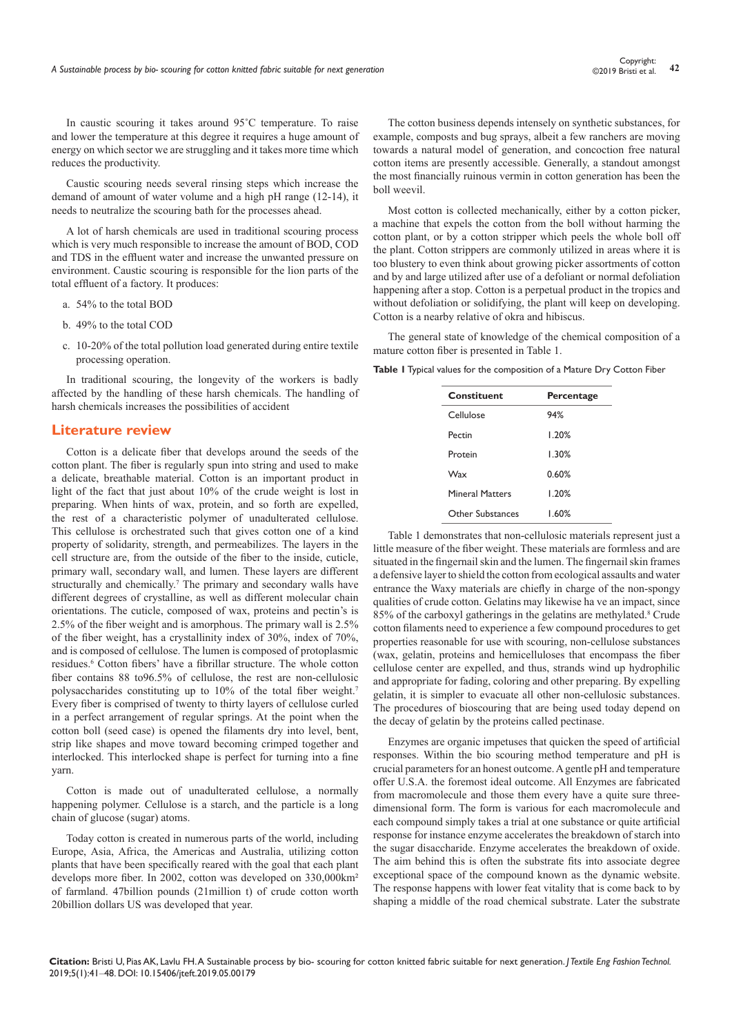In caustic scouring it takes around 95˚C temperature. To raise and lower the temperature at this degree it requires a huge amount of energy on which sector we are struggling and it takes more time which reduces the productivity.

Caustic scouring needs several rinsing steps which increase the demand of amount of water volume and a high pH range (12-14), it needs to neutralize the scouring bath for the processes ahead.

A lot of harsh chemicals are used in traditional scouring process which is very much responsible to increase the amount of BOD, COD and TDS in the effluent water and increase the unwanted pressure on environment. Caustic scouring is responsible for the lion parts of the total effluent of a factory. It produces:

a. 54% to the total BOD
b. 49% to the total COD
c. 10-20% of the total pollution load generated during entire textile processing operation.

In traditional scouring, the longevity of the workers is badly affected by the handling of these harsh chemicals. The handling of harsh chemicals increases the possibilities of accident

## Literature review

Cotton is a delicate fiber that develops around the seeds of the cotton plant. The fiber is regularly spun into string and used to make a delicate, breathable material. Cotton is an important product in light of the fact that just about 10% of the crude weight is lost in preparing. When hints of wax, protein, and so forth are expelled, the rest of a characteristic polymer of unadulterated cellulose. This cellulose is orchestrated such that gives cotton one of a kind property of solidarity, strength, and permeabilizes. The layers in the cell structure are, from the outside of the fiber to the inside, cuticle, primary wall, secondary wall, and lumen. These layers are different structurally and chemically.[7] The primary and secondary walls have different degrees of crystalline, as well as different molecular chain orientations. The cuticle, composed of wax, proteins and pectin's is 2.5% of the fiber weight and is amorphous. The primary wall is 2.5% of the fiber weight, has a crystallinity index of 30%, index of 70%, and is composed of cellulose. The lumen is composed of protoplasmic residues.[6] Cotton fibers' have a fibrillar structure. The whole cotton fiber contains 88 to96.5% of cellulose, the rest are non-cellulosic polysaccharides constituting up to 10% of the total fiber weight.[7] Every fiber is comprised of twenty to thirty layers of cellulose curled in a perfect arrangement of regular springs. At the point when the cotton boll (seed case) is opened the filaments dry into level, bent, strip like shapes and move toward becoming crimped together and interlocked. This interlocked shape is perfect for turning into a fine yarn.

Cotton is made out of unadulterated cellulose, a normally happening polymer. Cellulose is a starch, and the particle is a long chain of glucose (sugar) atoms.

Today cotton is created in numerous parts of the world, including Europe, Asia, Africa, the Americas and Australia, utilizing cotton plants that have been specifically reared with the goal that each plant develops more fiber. In 2002, cotton was developed on 330,000km² of farmland. 47billion pounds (21million t) of crude cotton worth 20billion dollars US was developed that year.

The cotton business depends intensely on synthetic substances, for example, composts and bug sprays, albeit a few ranchers are moving towards a natural model of generation, and concoction free natural cotton items are presently accessible. Generally, a standout amongst the most financially ruinous vermin in cotton generation has been the boll weevil.

Most cotton is collected mechanically, either by a cotton picker, a machine that expels the cotton from the boll without harming the cotton plant, or by a cotton stripper which peels the whole boll off the plant. Cotton strippers are commonly utilized in areas where it is too blustery to even think about growing picker assortments of cotton and by and large utilized after use of a defoliant or normal defoliation happening after a stop. Cotton is a perpetual product in the tropics and without defoliation or solidifying, the plant will keep on developing. Cotton is a nearby relative of okra and hibiscus.

The general state of knowledge of the chemical composition of a mature cotton fiber is presented in Table 1.

**Table 1** Typical values for the composition of a Mature Dry Cotton Fiber

| Constituent | Percentage |
|---|---|
| Cellulose | 94% |
| Pectin | 1.20% |
| Protein | 1.30% |
| Wax | 0.60% |
| Mineral Matters | 1.20% |
| Other Substances | 1.60% |

Table 1 demonstrates that non-cellulosic materials represent just a little measure of the fiber weight. These materials are formless and are situated in the fingernail skin and the lumen. The fingernail skin frames a defensive layer to shield the cotton from ecological assaults and water entrance the Waxy materials are chiefly in charge of the non-spongy qualities of crude cotton. Gelatins may likewise ha ve an impact, since 85% of the carboxyl gatherings in the gelatins are methylated.[8] Crude cotton filaments need to experience a few compound procedures to get properties reasonable for use with scouring, non-cellulose substances (wax, gelatin, proteins and hemicelluloses that encompass the fiber cellulose center are expelled, and thus, strands wind up hydrophilic and appropriate for fading, coloring and other preparing. By expelling gelatin, it is simpler to evacuate all other non-cellulosic substances. The procedures of bioscouring that are being used today depend on the decay of gelatin by the proteins called pectinase.

Enzymes are organic impetuses that quicken the speed of artificial responses. Within the bio scouring method temperature and pH is crucial parameters for an honest outcome. A gentle pH and temperature offer U.S.A. the foremost ideal outcome. All Enzymes are fabricated from macromolecule and those them every have a quite sure three-dimensional form. The form is various for each macromolecule and each compound simply takes a trial at one substance or quite artificial response for instance enzyme accelerates the breakdown of starch into the sugar disaccharide. Enzyme accelerates the breakdown of oxide. The aim behind this is often the substrate fits into associate degree exceptional space of the compound known as the dynamic website. The response happens with lower feat vitality that is come back to by shaping a middle of the road chemical substrate. Later the substrate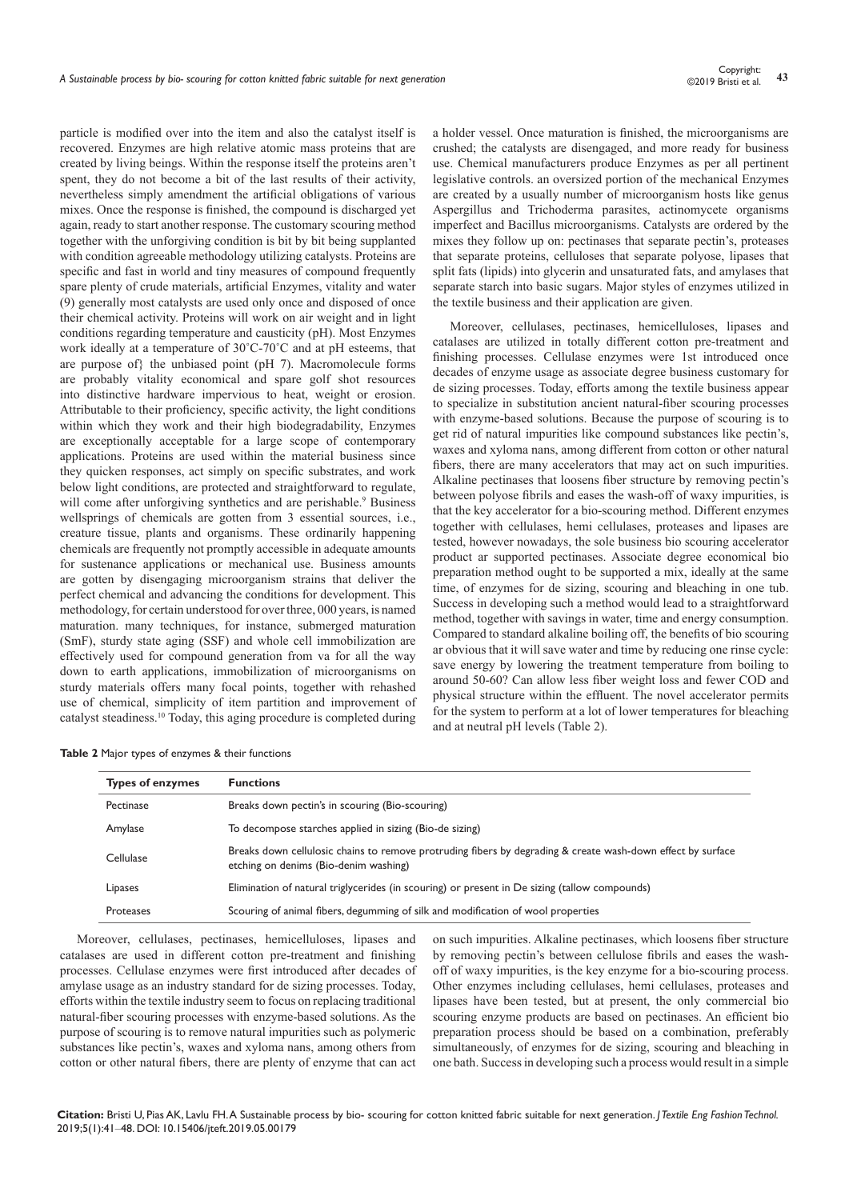particle is modified over into the item and also the catalyst itself is recovered. Enzymes are high relative atomic mass proteins that are created by living beings. Within the response itself the proteins aren't spent, they do not become a bit of the last results of their activity, nevertheless simply amendment the artificial obligations of various mixes. Once the response is finished, the compound is discharged yet again, ready to start another response. The customary scouring method together with the unforgiving condition is bit by bit being supplanted with condition agreeable methodology utilizing catalysts. Proteins are specific and fast in world and tiny measures of compound frequently spare plenty of crude materials, artificial Enzymes, vitality and water (9) generally most catalysts are used only once and disposed of once their chemical activity. Proteins will work on air weight and in light conditions regarding temperature and causticity (pH). Most Enzymes work ideally at a temperature of 30˚C-70˚C and at pH esteems, that are purpose of} the unbiased point (pH 7). Macromolecule forms are probably vitality economical and spare golf shot resources into distinctive hardware impervious to heat, weight or erosion. Attributable to their proficiency, specific activity, the light conditions within which they work and their high biodegradability, Enzymes are exceptionally acceptable for a large scope of contemporary applications. Proteins are used within the material business since they quicken responses, act simply on specific substrates, and work below light conditions, are protected and straightforward to regulate, will come after unforgiving synthetics and are perishable.[9] Business wellsprings of chemicals are gotten from 3 essential sources, i.e., creature tissue, plants and organisms. These ordinarily happening chemicals are frequently not promptly accessible in adequate amounts for sustenance applications or mechanical use. Business amounts are gotten by disengaging microorganism strains that deliver the perfect chemical and advancing the conditions for development. This methodology, for certain understood for over three, 000 years, is named maturation. many techniques, for instance, submerged maturation (SmF), sturdy state aging (SSF) and whole cell immobilization are effectively used for compound generation from va for all the way down to earth applications, immobilization of microorganisms on sturdy materials offers many focal points, together with rehashed use of chemical, simplicity of item partition and improvement of catalyst steadiness.[10] Today, this aging procedure is completed during a holder vessel. Once maturation is finished, the microorganisms are crushed; the catalysts are disengaged, and more ready for business use. Chemical manufacturers produce Enzymes as per all pertinent legislative controls. an oversized portion of the mechanical Enzymes are created by a usually number of microorganism hosts like genus Aspergillus and Trichoderma parasites, actinomycete organisms imperfect and Bacillus microorganisms. Catalysts are ordered by the mixes they follow up on: pectinases that separate pectin's, proteases that separate proteins, celluloses that separate polyose, lipases that split fats (lipids) into glycerin and unsaturated fats, and amylases that separate starch into basic sugars. Major styles of enzymes utilized in the textile business and their application are given.

Moreover, cellulases, pectinases, hemicelluloses, lipases and catalases are utilized in totally different cotton pre-treatment and finishing processes. Cellulase enzymes were 1st introduced once decades of enzyme usage as associate degree business customary for de sizing processes. Today, efforts among the textile business appear to specialize in substitution ancient natural-fiber scouring processes with enzyme-based solutions. Because the purpose of scouring is to get rid of natural impurities like compound substances like pectin's, waxes and xyloma nans, among different from cotton or other natural fibers, there are many accelerators that may act on such impurities. Alkaline pectinases that loosens fiber structure by removing pectin's between polyose fibrils and eases the wash-off of waxy impurities, is that the key accelerator for a bio-scouring method. Different enzymes together with cellulases, hemi cellulases, proteases and lipases are tested, however nowadays, the sole business bio scouring accelerator product ar supported pectinases. Associate degree economical bio preparation method ought to be supported a mix, ideally at the same time, of enzymes for de sizing, scouring and bleaching in one tub. Success in developing such a method would lead to a straightforward method, together with savings in water, time and energy consumption. Compared to standard alkaline boiling off, the benefits of bio scouring ar obvious that it will save water and time by reducing one rinse cycle: save energy by lowering the treatment temperature from boiling to around 50-60? Can allow less fiber weight loss and fewer COD and physical structure within the effluent. The novel accelerator permits for the system to perform at a lot of lower temperatures for bleaching and at neutral pH levels (Table 2).

**Table 2** Major types of enzymes & their functions

| Types of enzymes | Functions |
|---|---|
| Pectinase | Breaks down pectin's in scouring (Bio-scouring) |
| Amylase | To decompose starches applied in sizing (Bio-de sizing) |
| Cellulase | Breaks down cellulosic chains to remove protruding fibers by degrading & create wash-down effect by surface etching on denims (Bio-denim washing) |
| Lipases | Elimination of natural triglycerides (in scouring) or present in De sizing (tallow compounds) |
| Proteases | Scouring of animal fibers, degumming of silk and modification of wool properties |

Moreover, cellulases, pectinases, hemicelluloses, lipases and catalases are used in different cotton pre-treatment and finishing processes. Cellulase enzymes were first introduced after decades of amylase usage as an industry standard for de sizing processes. Today, efforts within the textile industry seem to focus on replacing traditional natural-fiber scouring processes with enzyme-based solutions. As the purpose of scouring is to remove natural impurities such as polymeric substances like pectin's, waxes and xyloma nans, among others from cotton or other natural fibers, there are plenty of enzyme that can act on such impurities. Alkaline pectinases, which loosens fiber structure by removing pectin's between cellulose fibrils and eases the wash-off of waxy impurities, is the key enzyme for a bio-scouring process. Other enzymes including cellulases, hemi cellulases, proteases and lipases have been tested, but at present, the only commercial bio scouring enzyme products are based on pectinases. An efficient bio preparation process should be based on a combination, preferably simultaneously, of enzymes for de sizing, scouring and bleaching in one bath. Success in developing such a process would result in a simple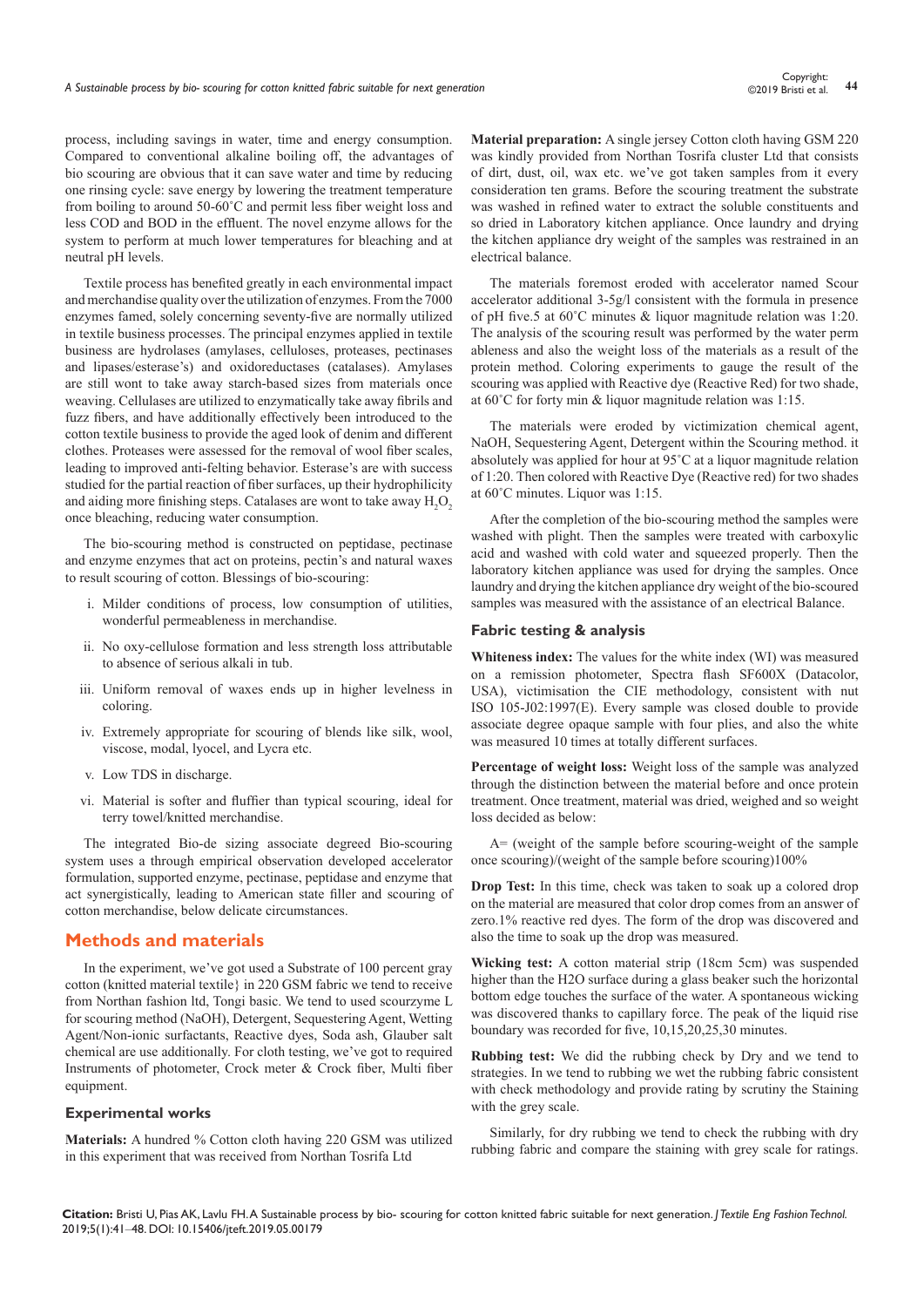process, including savings in water, time and energy consumption. Compared to conventional alkaline boiling off, the advantages of bio scouring are obvious that it can save water and time by reducing one rinsing cycle: save energy by lowering the treatment temperature from boiling to around 50-60˚C and permit less fiber weight loss and less COD and BOD in the effluent. The novel enzyme allows for the system to perform at much lower temperatures for bleaching and at neutral pH levels.

Textile process has benefited greatly in each environmental impact and merchandise quality over the utilization of enzymes. From the 7000 enzymes famed, solely concerning seventy-five are normally utilized in textile business processes. The principal enzymes applied in textile business are hydrolases (amylases, celluloses, proteases, pectinases and lipases/esterase's) and oxidoreductases (catalases). Amylases are still wont to take away starch-based sizes from materials once weaving. Cellulases are utilized to enzymatically take away fibrils and fuzz fibers, and have additionally effectively been introduced to the cotton textile business to provide the aged look of denim and different clothes. Proteases were assessed for the removal of wool fiber scales, leading to improved anti-felting behavior. Esterase's are with success studied for the partial reaction of fiber surfaces, up their hydrophilicity and aiding more finishing steps. Catalases are wont to take away $H_2O_2$ once bleaching, reducing water consumption.

The bio-scouring method is constructed on peptidase, pectinase and enzyme enzymes that act on proteins, pectin's and natural waxes to result scouring of cotton. Blessings of bio-scouring:

i. Milder conditions of process, low consumption of utilities, wonderful permeableness in merchandise.

ii. No oxy-cellulose formation and less strength loss attributable to absence of serious alkali in tub.

iii. Uniform removal of waxes ends up in higher levelness in coloring.

iv. Extremely appropriate for scouring of blends like silk, wool, viscose, modal, lyocel, and Lycra etc.

v. Low TDS in discharge.

vi. Material is softer and fluffier than typical scouring, ideal for terry towel/knitted merchandise.

The integrated Bio-de sizing associate degreed Bio-scouring system uses a through empirical observation developed accelerator formulation, supported enzyme, pectinase, peptidase and enzyme that act synergistically, leading to American state filler and scouring of cotton merchandise, below delicate circumstances.

## Methods and materials

In the experiment, we've got used a Substrate of 100 percent gray cotton (knitted material textile} in 220 GSM fabric we tend to receive from Northan fashion ltd, Tongi basic. We tend to used scourzyme L for scouring method (NaOH), Detergent, Sequestering Agent, Wetting Agent/Non-ionic surfactants, Reactive dyes, Soda ash, Glauber salt chemical are use additionally. For cloth testing, we've got to required Instruments of photometer, Crock meter & Crock fiber, Multi fiber equipment.

### Experimental works

**Materials:** A hundred % Cotton cloth having 220 GSM was utilized in this experiment that was received from Northan Tosrifa Ltd

**Material preparation:** A single jersey Cotton cloth having GSM 220 was kindly provided from Northan Tosrifa cluster Ltd that consists of dirt, dust, oil, wax etc. we've got taken samples from it every consideration ten grams. Before the scouring treatment the substrate was washed in refined water to extract the soluble constituents and so dried in Laboratory kitchen appliance. Once laundry and drying the kitchen appliance dry weight of the samples was restrained in an electrical balance.

The materials foremost eroded with accelerator named Scour accelerator additional 3-5g/l consistent with the formula in presence of pH five.5 at 60˚C minutes & liquor magnitude relation was 1:20. The analysis of the scouring result was performed by the water perm ableness and also the weight loss of the materials as a result of the protein method. Coloring experiments to gauge the result of the scouring was applied with Reactive dye (Reactive Red) for two shade, at 60˚C for forty min & liquor magnitude relation was 1:15.

The materials were eroded by victimization chemical agent, NaOH, Sequestering Agent, Detergent within the Scouring method. it absolutely was applied for hour at 95˚C at a liquor magnitude relation of 1:20. Then colored with Reactive Dye (Reactive red) for two shades at 60˚C minutes. Liquor was 1:15.

After the completion of the bio-scouring method the samples were washed with plight. Then the samples were treated with carboxylic acid and washed with cold water and squeezed properly. Then the laboratory kitchen appliance was used for drying the samples. Once laundry and drying the kitchen appliance dry weight of the bio-scoured samples was measured with the assistance of an electrical Balance.

### Fabric testing & analysis

**Whiteness index:** The values for the white index (WI) was measured on a remission photometer, Spectra flash SF600X (Datacolor, USA), victimisation the CIE methodology, consistent with nut ISO 105-J02:1997(E). Every sample was closed double to provide associate degree opaque sample with four plies, and also the white was measured 10 times at totally different surfaces.

**Percentage of weight loss:** Weight loss of the sample was analyzed through the distinction between the material before and once protein treatment. Once treatment, material was dried, weighed and so weight loss decided as below:

A= (weight of the sample before scouring-weight of the sample once scouring)/(weight of the sample before scouring)100%

**Drop Test:** In this time, check was taken to soak up a colored drop on the material are measured that color drop comes from an answer of zero.1% reactive red dyes. The form of the drop was discovered and also the time to soak up the drop was measured.

**Wicking test:** A cotton material strip (18cm 5cm) was suspended higher than the H2O surface during a glass beaker such the horizontal bottom edge touches the surface of the water. A spontaneous wicking was discovered thanks to capillary force. The peak of the liquid rise boundary was recorded for five, 10,15,20,25,30 minutes.

**Rubbing test:** We did the rubbing check by Dry and we tend to strategies. In we tend to rubbing we wet the rubbing fabric consistent with check methodology and provide rating by scrutiny the Staining with the grey scale.

Similarly, for dry rubbing we tend to check the rubbing with dry rubbing fabric and compare the staining with grey scale for ratings.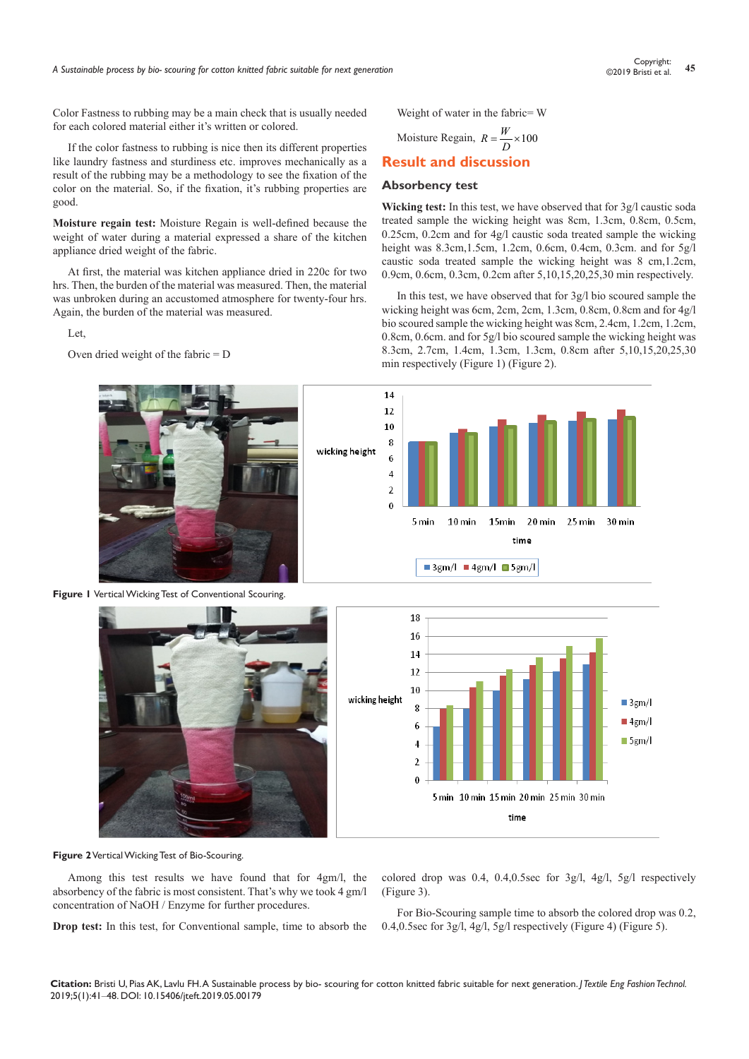Color Fastness to rubbing may be a main check that is usually needed for each colored material either it's written or colored.

If the color fastness to rubbing is nice then its different properties like laundry fastness and sturdiness etc. improves mechanically as a result of the rubbing may be a methodology to see the fixation of the color on the material. So, if the fixation, it's rubbing properties are good.

**Moisture regain test:** Moisture Regain is well-defined because the weight of water during a material expressed a share of the kitchen appliance dried weight of the fabric.

At first, the material was kitchen appliance dried in 220c for two hrs. Then, the burden of the material was measured. Then, the material was unbroken during an accustomed atmosphere for twenty-four hrs. Again, the burden of the material was measured.

Let,

Oven dried weight of the fabric = D

Weight of water in the fabric= W

Moisture Regain, $R = \frac{W}{D} \times 100$

## Result and discussion

### Absorbency test

**Wicking test:** In this test, we have observed that for 3g/l caustic soda treated sample the wicking height was 8cm, 1.3cm, 0.8cm, 0.5cm, 0.25cm, 0.2cm and for 4g/l caustic soda treated sample the wicking height was 8.3cm,1.5cm, 1.2cm, 0.6cm, 0.4cm, 0.3cm. and for 5g/l caustic soda treated sample the wicking height was 8 cm,1.2cm, 0.9cm, 0.6cm, 0.3cm, 0.2cm after 5,10,15,20,25,30 min respectively.

In this test, we have observed that for 3g/l bio scoured sample the wicking height was 6cm, 2cm, 2cm, 1.3cm, 0.8cm, 0.8cm and for 4g/l bio scoured sample the wicking height was 8cm, 2.4cm, 1.2cm, 1.2cm, 0.8cm, 0.6cm. and for 5g/l bio scoured sample the wicking height was 8.3cm, 2.7cm, 1.4cm, 1.3cm, 1.3cm, 0.8cm after 5,10,15,20,25,30 min respectively (Figure 1) (Figure 2).

**Figure 1** Vertical Wicking Test of Conventional Scouring.

**Figure 2** Vertical Wicking Test of Bio-Scouring.

Among this test results we have found that for 4gm/l, the absorbency of the fabric is most consistent. That's why we took 4 gm/l concentration of NaOH / Enzyme for further procedures.

**Drop test:** In this test, for Conventional sample, time to absorb the colored drop was 0.4, 0.4,0.5sec for 3g/l, 4g/l, 5g/l respectively (Figure 3).

For Bio-Scouring sample time to absorb the colored drop was 0.2, 0.4,0.5sec for 3g/l, 4g/l, 5g/l respectively (Figure 4) (Figure 5).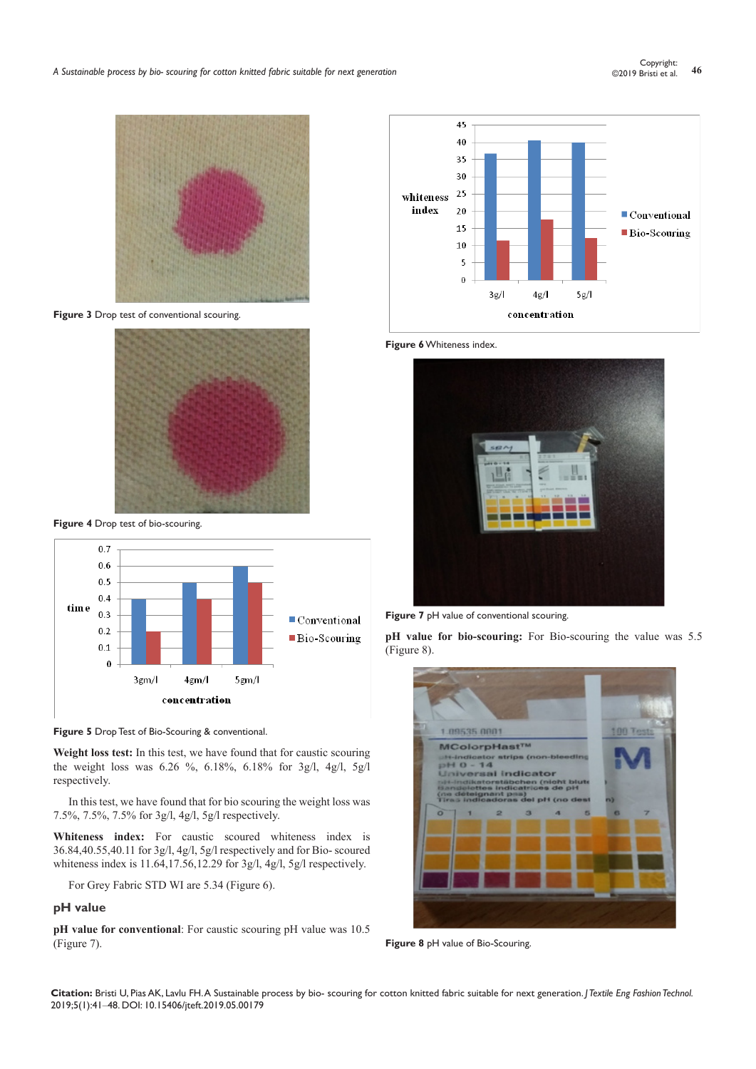Figure 3 Drop test of conventional scouring.

Figure 4 Drop test of bio-scouring.

Figure 5 Drop Test of Bio-Scouring & conventional.

**Weight loss test:** In this test, we have found that for caustic scouring the weight loss was 6.26 %, 6.18%, 6.18% for 3g/l, 4g/l, 5g/l respectively.

In this test, we have found that for bio scouring the weight loss was 7.5%, 7.5%, 7.5% for 3g/l, 4g/l, 5g/l respectively.

**Whiteness index:** For caustic scoured whiteness index is 36.84,40.55,40.11 for 3g/l, 4g/l, 5g/l respectively and for Bio- scoured whiteness index is 11.64,17.56,12.29 for 3g/l, 4g/l, 5g/l respectively.

For Grey Fabric STD WI are 5.34 (Figure 6).

## pH value

**pH value for conventional**: For caustic scouring pH value was 10.5 (Figure 7).

Figure 6 Whiteness index.

Figure 7 pH value of conventional scouring.

**pH value for bio-scouring:** For Bio-scouring the value was 5.5 (Figure 8).

Figure 8 pH value of Bio-Scouring.

**Citation:** Bristi U, Pias AK, Lavlu FH. A Sustainable process by bio- scouring for cotton knitted fabric suitable for next generation. *J Textile Eng Fashion Technol.* 2019;5(1):41‒48. DOI: 10.15406/jteft.2019.05.00179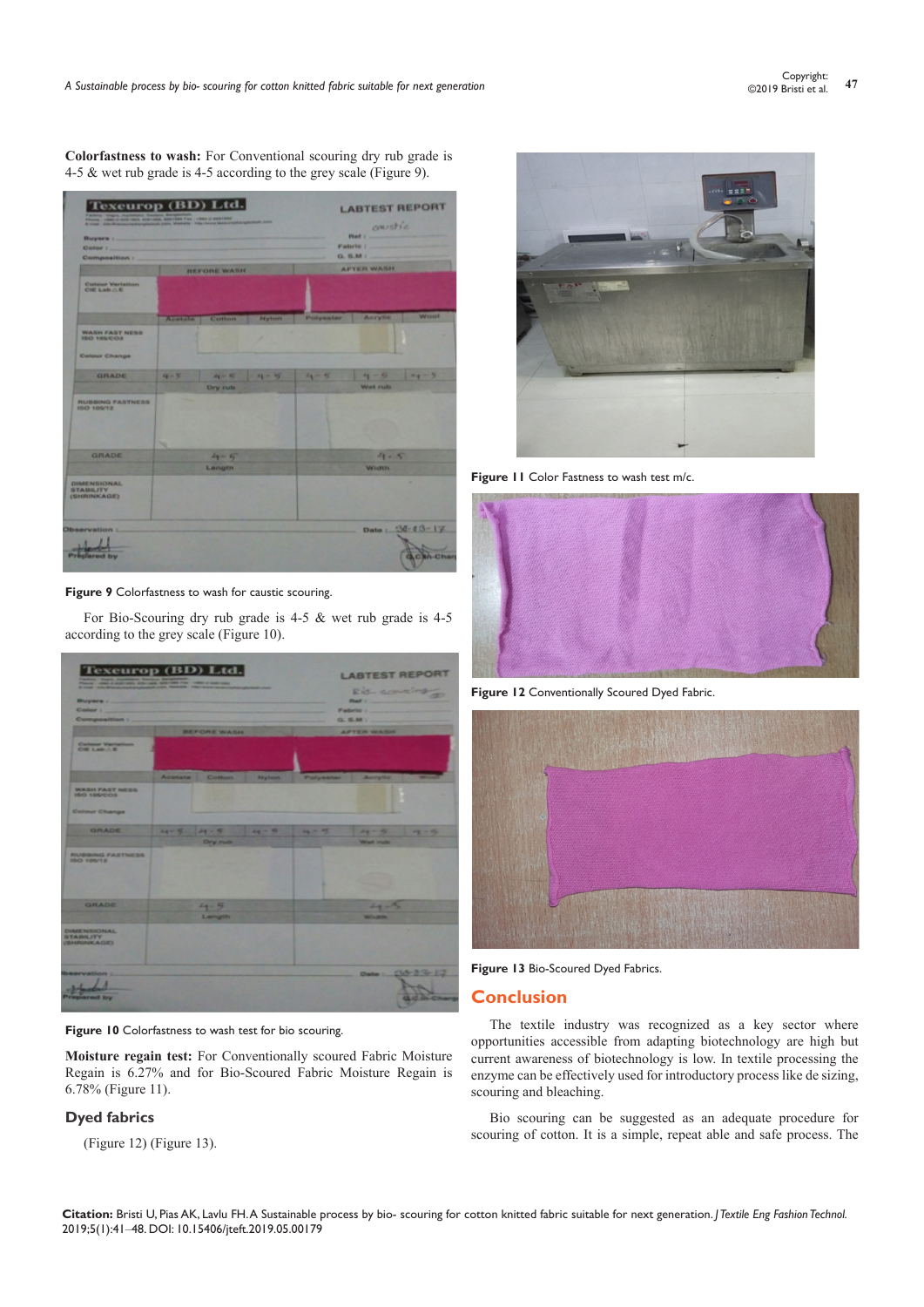**Colorfastness to wash:** For Conventional scouring dry rub grade is 4-5 & wet rub grade is 4-5 according to the grey scale (Figure 9).

**Figure 9** Colorfastness to wash for caustic scouring.

For Bio-Scouring dry rub grade is 4-5 & wet rub grade is 4-5 according to the grey scale (Figure 10).

**Figure 10** Colorfastness to wash test for bio scouring.

**Moisture regain test:** For Conventionally scoured Fabric Moisture Regain is 6.27% and for Bio-Scoured Fabric Moisture Regain is 6.78% (Figure 11).

## Dyed fabrics

(Figure 12) (Figure 13).

**Figure 11** Color Fastness to wash test m/c.

**Figure 12** Conventionally Scoured Dyed Fabric.

**Figure 13** Bio-Scoured Dyed Fabrics.

## Conclusion

The textile industry was recognized as a key sector where opportunities accessible from adapting biotechnology are high but current awareness of biotechnology is low. In textile processing the enzyme can be effectively used for introductory process like de sizing, scouring and bleaching.

Bio scouring can be suggested as an adequate procedure for scouring of cotton. It is a simple, repeat able and safe process. The

**Citation:** Bristi U, Pias AK, Lavlu FH. A Sustainable process by bio- scouring for cotton knitted fabric suitable for next generation. *J Textile Eng Fashion Technol.* 2019;5(1):41‒48. DOI: 10.15406/jteft.2019.05.00179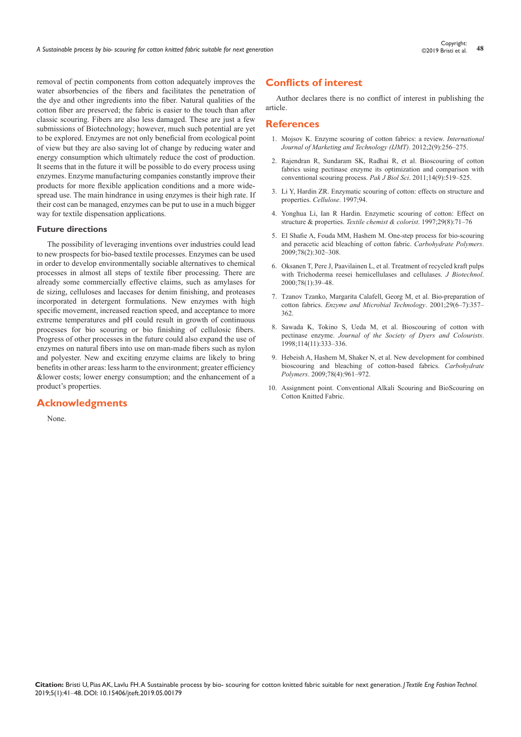removal of pectin components from cotton adequately improves the water absorbencies of the fibers and facilitates the penetration of the dye and other ingredients into the fiber. Natural qualities of the cotton fiber are preserved; the fabric is easier to the touch than after classic scouring. Fibers are also less damaged. These are just a few submissions of Biotechnology; however, much such potential are yet to be explored. Enzymes are not only beneficial from ecological point of view but they are also saving lot of change by reducing water and energy consumption which ultimately reduce the cost of production. It seems that in the future it will be possible to do every process using enzymes. Enzyme manufacturing companies constantly improve their products for more flexible application conditions and a more wide-spread use. The main hindrance in using enzymes is their high rate. If their cost can be managed, enzymes can be put to use in a much bigger way for textile dispensation applications.

### Future directions

The possibility of leveraging inventions over industries could lead to new prospects for bio-based textile processes. Enzymes can be used in order to develop environmentally sociable alternatives to chemical processes in almost all steps of textile fiber processing. There are already some commercially effective claims, such as amylases for de sizing, celluloses and laccases for denim finishing, and proteases incorporated in detergent formulations. New enzymes with high specific movement, increased reaction speed, and acceptance to more extreme temperatures and pH could result in growth of continuous processes for bio scouring or bio finishing of cellulosic fibers. Progress of other processes in the future could also expand the use of enzymes on natural fibers into use on man-made fibers such as nylon and polyester. New and exciting enzyme claims are likely to bring benefits in other areas: less harm to the environment; greater efficiency &lower costs; lower energy consumption; and the enhancement of a product's properties.

## Acknowledgments

None.

## Conflicts of interest

Author declares there is no conflict of interest in publishing the article.

## References

1. Mojsov K. Enzyme scouring of cotton fabrics: a review. *International Journal of Marketing and Technology (IJMT)*. 2012;2(9):256–275.
2. Rajendran R, Sundaram SK, Radhai R, et al. Bioscouring of cotton fabrics using pectinase enzyme its optimization and comparison with conventional scouring process. *Pak J Biol Sci*. 2011;14(9):519–525.
3. Li Y, Hardin ZR. Enzymatic scouring of cotton: effects on structure and properties. *Cellulose*. 1997;94.
4. Yonghua Li, Ian R Hardin. Enzymetic scouring of cotton: Effect on structure & properties. *Textile chemist & colorist*. 1997;29(8):71–76
5. El Shafie A, Fouda MM, Hashem M. One-step process for bio-scouring and peracetic acid bleaching of cotton fabric. *Carbohydrate Polymers*. 2009;78(2):302–308.
6. Oksanen T, Pere J, Paavilainen L, et al. Treatment of recycled kraft pulps with Trichoderma reesei hemicellulases and cellulases. *J Biotechnol*. 2000;78(1):39–48.
7. Tzanov Tzanko, Margarita Calafell, Georg M, et al. Bio-preparation of cotton fabrics. *Enzyme and Microbial Technology*. 2001;29(6–7):357–362.
8. Sawada K, Tokino S, Ueda M, et al. Bioscouring of cotton with pectinase enzyme. *Journal of the Society of Dyers and Colourists*. 1998;114(11):333–336.
9. Hebeish A, Hashem M, Shaker N, et al. New development for combined bioscouring and bleaching of cotton-based fabrics. *Carbohydrate Polymers*. 2009;78(4):961–972.
10. Assignment point. Conventional Alkali Scouring and BioScouring on Cotton Knitted Fabric.